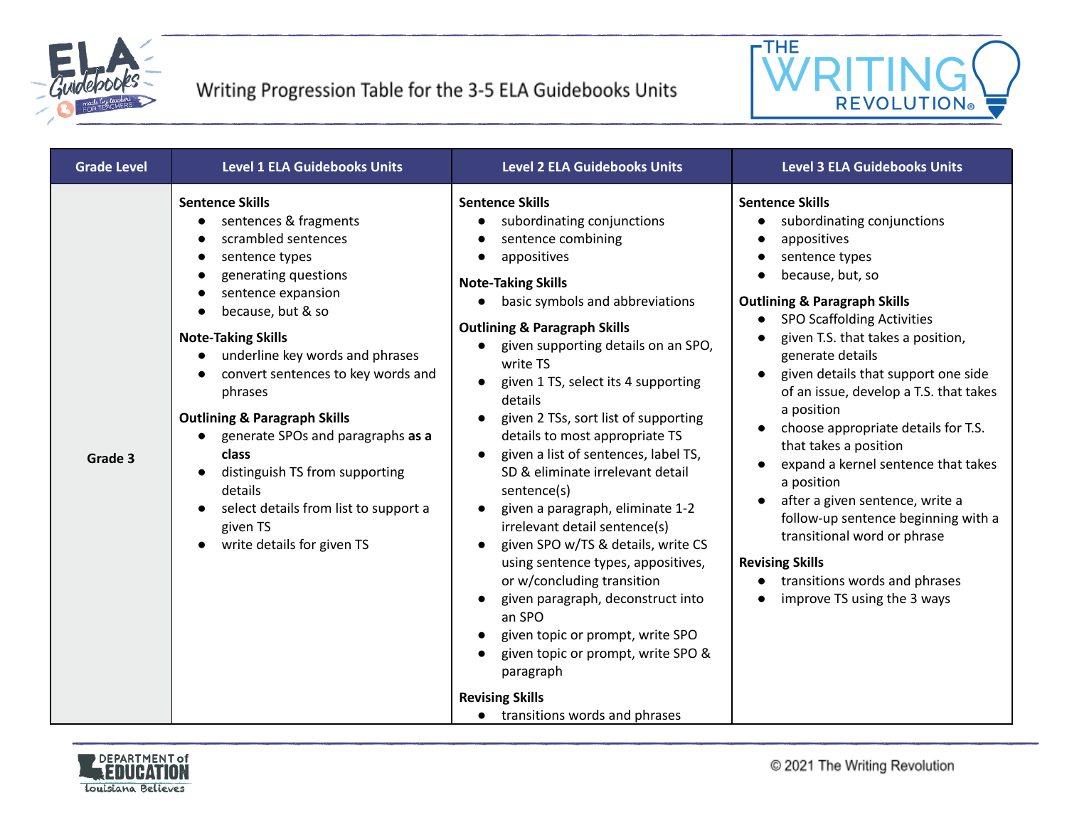# Writing Progression Table for the 3-5 ELA Guidebooks Units

| Grade Level | Level 1 ELA Guidebooks Units | Level 2 ELA Guidebooks Units | Level 3 ELA Guidebooks Units |
|---|---|---|---|
| Grade 3 | **Sentence Skills**<br>● sentences & fragments<br>● scrambled sentences<br>● sentence types<br>● generating questions<br>● sentence expansion<br>● because, but & so<br>**Note-Taking Skills**<br>● underline key words and phrases<br>● convert sentences to key words and phrases<br>**Outlining & Paragraph Skills**<br>● generate SPOs and paragraphs **as a class**<br>● distinguish TS from supporting details<br>● select details from list to support a given TS<br>● write details for given TS | **Sentence Skills**<br>● subordinating conjunctions<br>● sentence combining<br>● appositives<br>**Note-Taking Skills**<br>● basic symbols and abbreviations<br>**Outlining & Paragraph Skills**<br>● given supporting details on an SPO, write TS<br>● given 1 TS, select its 4 supporting details<br>● given 2 TSs, sort list of supporting details to most appropriate TS<br>● given a list of sentences, label TS, SD & eliminate irrelevant detail sentence(s)<br>● given a paragraph, eliminate 1-2 irrelevant detail sentence(s)<br>● given SPO w/TS & details, write CS using sentence types, appositives, or w/concluding transition<br>● given paragraph, deconstruct into an SPO<br>● given topic or prompt, write SPO<br>● given topic or prompt, write SPO & paragraph<br>**Revising Skills**<br>● transitions words and phrases | **Sentence Skills**<br>● subordinating conjunctions<br>● appositives<br>● sentence types<br>● because, but, so<br>**Outlining & Paragraph Skills**<br>● SPO Scaffolding Activities<br>● given T.S. that takes a position, generate details<br>● given details that support one side of an issue, develop a T.S. that takes a position<br>● choose appropriate details for T.S. that takes a position<br>● expand a kernel sentence that takes a position<br>● after a given sentence, write a follow-up sentence beginning with a transitional word or phrase<br>**Revising Skills**<br>● transitions words and phrases<br>● improve TS using the 3 ways |

© 2021 The Writing Revolution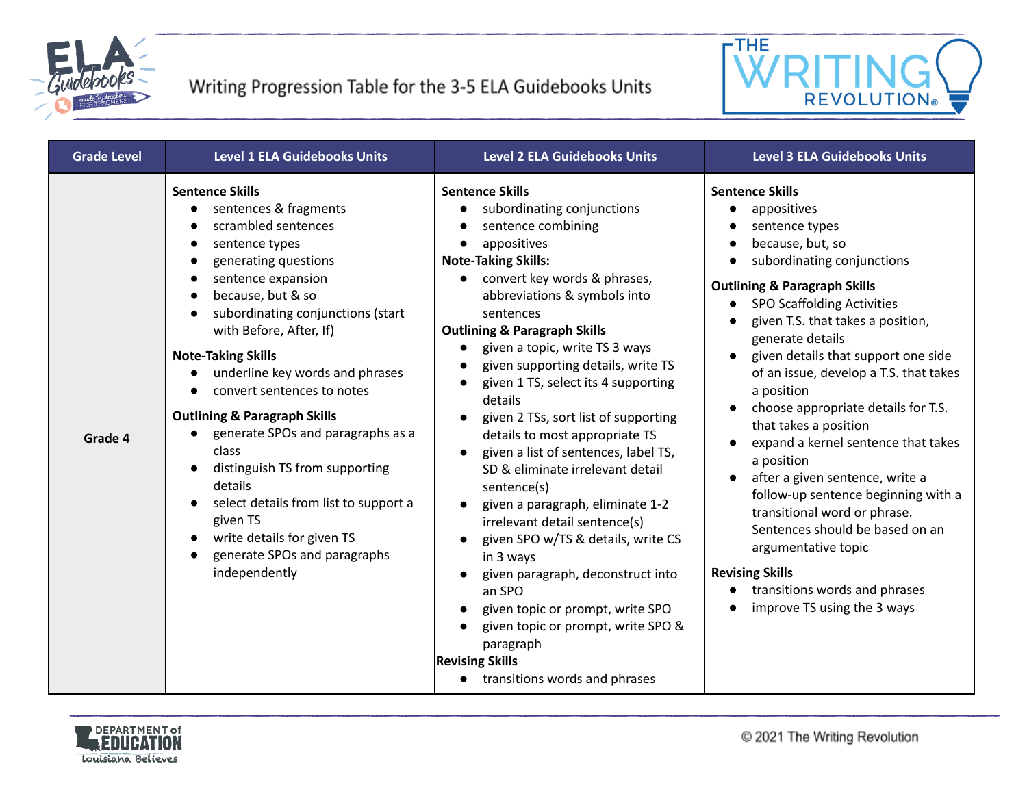# Writing Progression Table for the 3-5 ELA Guidebooks Units

| Grade Level | Level 1 ELA Guidebooks Units | Level 2 ELA Guidebooks Units | Level 3 ELA Guidebooks Units |
|---|---|---|---|
| Grade 4 | **Sentence Skills**<br>● sentences & fragments<br>● scrambled sentences<br>● sentence types<br>● generating questions<br>● sentence expansion<br>● because, but & so<br>● subordinating conjunctions (start with Before, After, If)<br>**Note-Taking Skills**<br>● underline key words and phrases<br>● convert sentences to notes<br>**Outlining & Paragraph Skills**<br>● generate SPOs and paragraphs as a class<br>● distinguish TS from supporting details<br>● select details from list to support a given TS<br>● write details for given TS<br>● generate SPOs and paragraphs independently | **Sentence Skills**<br>● subordinating conjunctions<br>● sentence combining<br>● appositives<br>**Note-Taking Skills:**<br>● convert key words & phrases, abbreviations & symbols into sentences<br>**Outlining & Paragraph Skills**<br>● given a topic, write TS 3 ways<br>● given supporting details, write TS<br>● given 1 TS, select its 4 supporting details<br>● given 2 TSs, sort list of supporting details to most appropriate TS<br>● given a list of sentences, label TS, SD & eliminate irrelevant detail sentence(s)<br>● given a paragraph, eliminate 1-2 irrelevant detail sentence(s)<br>● given SPO w/TS & details, write CS in 3 ways<br>● given paragraph, deconstruct into an SPO<br>● given topic or prompt, write SPO<br>● given topic or prompt, write SPO & paragraph<br>**Revising Skills**<br>● transitions words and phrases | **Sentence Skills**<br>● appositives<br>● sentence types<br>● because, but, so<br>● subordinating conjunctions<br>**Outlining & Paragraph Skills**<br>● SPO Scaffolding Activities<br>● given T.S. that takes a position, generate details<br>● given details that support one side of an issue, develop a T.S. that takes a position<br>● choose appropriate details for T.S. that takes a position<br>● expand a kernel sentence that takes a position<br>● after a given sentence, write a follow-up sentence beginning with a transitional word or phrase. Sentences should be based on an argumentative topic<br>**Revising Skills**<br>● transitions words and phrases<br>● improve TS using the 3 ways |

© 2021 The Writing Revolution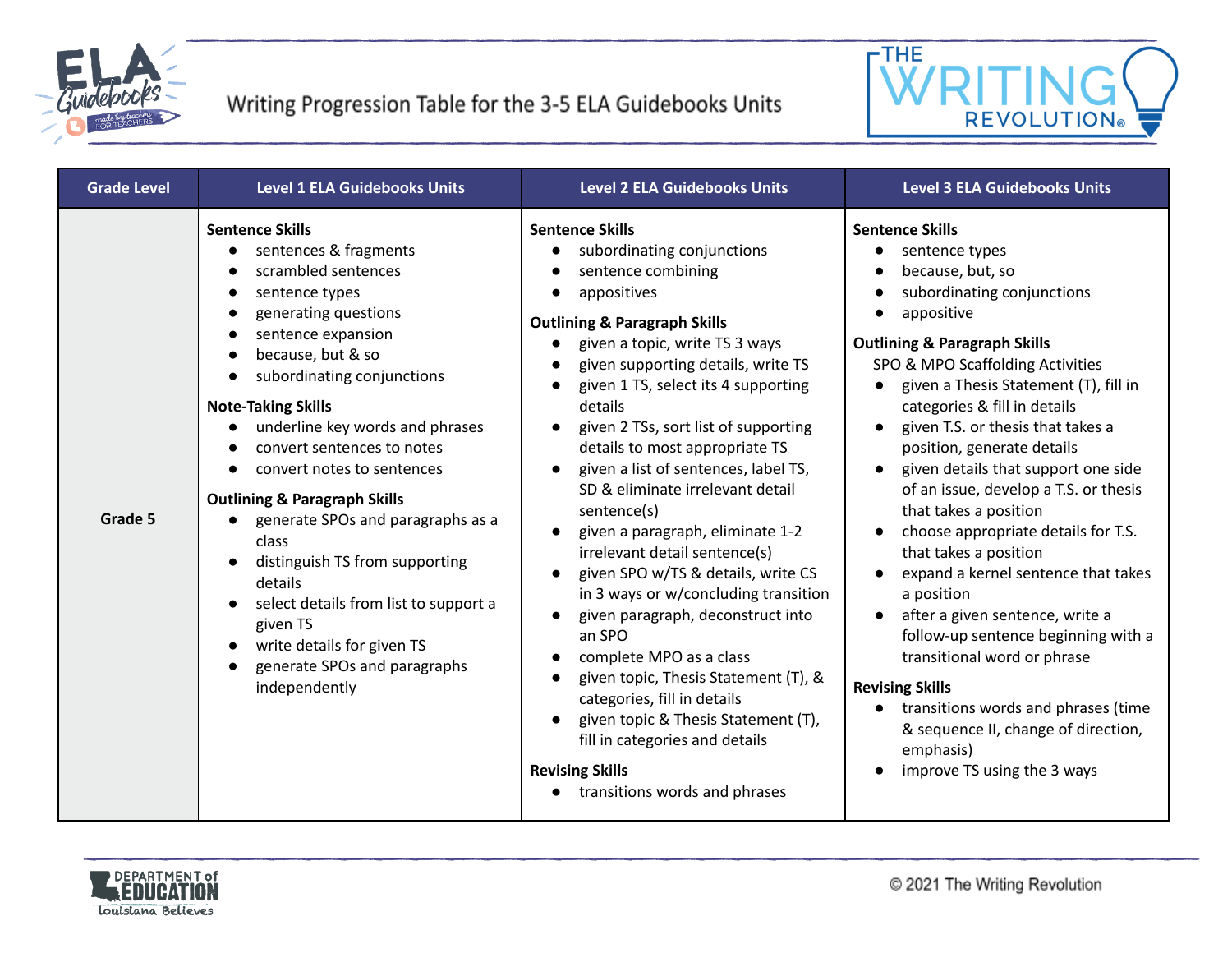# Writing Progression Table for the 3-5 ELA Guidebooks Units

| Grade Level | Level 1 ELA Guidebooks Units | Level 2 ELA Guidebooks Units | Level 3 ELA Guidebooks Units |
|---|---|---|---|
| **Grade 5** | **Sentence Skills**<br>● sentences & fragments<br>● scrambled sentences<br>● sentence types<br>● generating questions<br>● sentence expansion<br>● because, but & so<br>● subordinating conjunctions<br>**Note-Taking Skills**<br>● underline key words and phrases<br>● convert sentences to notes<br>● convert notes to sentences<br>**Outlining & Paragraph Skills**<br>● generate SPOs and paragraphs as a class<br>● distinguish TS from supporting details<br>● select details from list to support a given TS<br>● write details for given TS<br>● generate SPOs and paragraphs independently | **Sentence Skills**<br>● subordinating conjunctions<br>● sentence combining<br>● appositives<br>**Outlining & Paragraph Skills**<br>● given a topic, write TS 3 ways<br>● given supporting details, write TS<br>● given 1 TS, select its 4 supporting details<br>● given 2 TSs, sort list of supporting details to most appropriate TS<br>● given a list of sentences, label TS, SD & eliminate irrelevant detail sentence(s)<br>● given a paragraph, eliminate 1-2 irrelevant detail sentence(s)<br>● given SPO w/TS & details, write CS in 3 ways or w/concluding transition<br>● given paragraph, deconstruct into an SPO<br>● complete MPO as a class<br>● given topic, Thesis Statement (T), & categories, fill in details<br>● given topic & Thesis Statement (T), fill in categories and details<br>**Revising Skills**<br>● transitions words and phrases | **Sentence Skills**<br>● sentence types<br>● because, but, so<br>● subordinating conjunctions<br>● appositive<br>**Outlining & Paragraph Skills**<br>SPO & MPO Scaffolding Activities<br>● given a Thesis Statement (T), fill in categories & fill in details<br>● given T.S. or thesis that takes a position, generate details<br>● given details that support one side of an issue, develop a T.S. or thesis that takes a position<br>● choose appropriate details for T.S. that takes a position<br>● expand a kernel sentence that takes a position<br>● after a given sentence, write a follow-up sentence beginning with a transitional word or phrase<br>**Revising Skills**<br>● transitions words and phrases (time & sequence II, change of direction, emphasis)<br>● improve TS using the 3 ways |

© 2021 The Writing Revolution